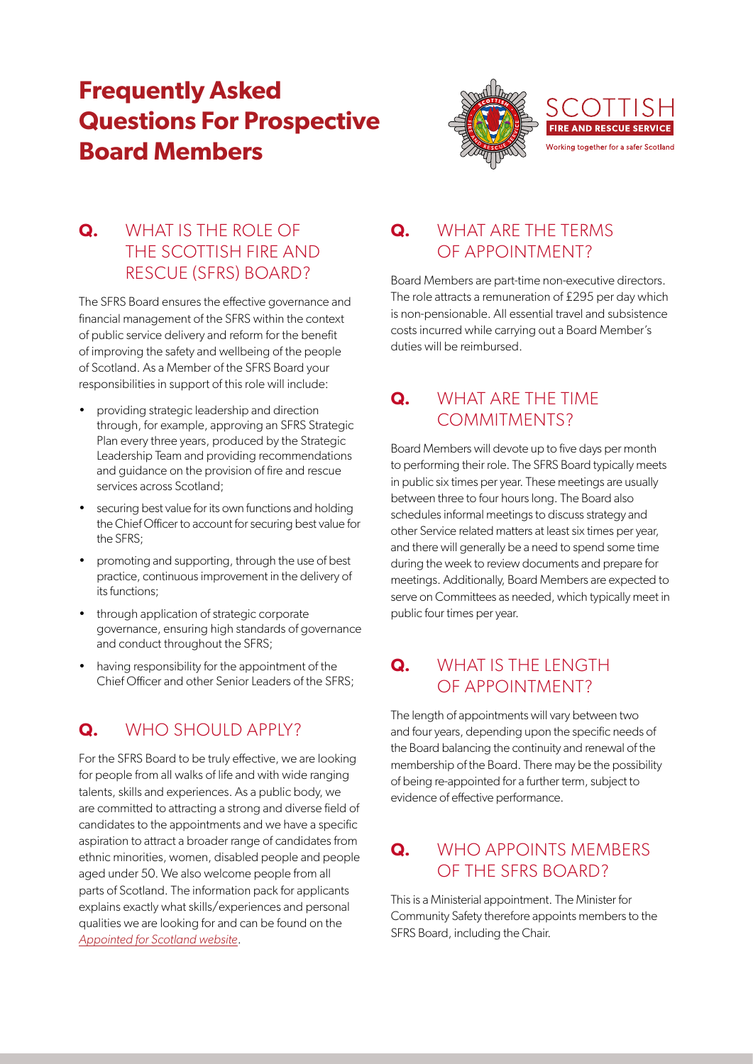# Frequently Asked Questions For Prospective Board Members

SCOTTISH FIRE AND RESCUE SERVICE

Working together for a safer Scotland

## Q. WHAT IS THE ROLE OF THE SCOTTISH FIRE AND RESCUE (SFRS) BOARD?

The SFRS Board ensures the effective governance and financial management of the SFRS within the context of public service delivery and reform for the benefit of improving the safety and wellbeing of the people of Scotland. As a Member of the SFRS Board your responsibilities in support of this role will include:

- providing strategic leadership and direction through, for example, approving an SFRS Strategic Plan every three years, produced by the Strategic Leadership Team and providing recommendations and guidance on the provision of fire and rescue services across Scotland;
- securing best value for its own functions and holding the Chief Officer to account for securing best value for the SFRS;
- promoting and supporting, through the use of best practice, continuous improvement in the delivery of its functions;
- through application of strategic corporate governance, ensuring high standards of governance and conduct throughout the SFRS;
- having responsibility for the appointment of the Chief Officer and other Senior Leaders of the SFRS;

## Q. WHO SHOULD APPLY?

For the SFRS Board to be truly effective, we are looking for people from all walks of life and with wide ranging talents, skills and experiences. As a public body, we are committed to attracting a strong and diverse field of candidates to the appointments and we have a specific aspiration to attract a broader range of candidates from ethnic minorities, women, disabled people and people aged under 50. We also welcome people from all parts of Scotland. The information pack for applicants explains exactly what skills/experiences and personal qualities we are looking for and can be found on the *Appointed for Scotland website*.

## Q. WHAT ARE THE TERMS OF APPOINTMENT?

Board Members are part-time non-executive directors. The role attracts a remuneration of £295 per day which is non-pensionable. All essential travel and subsistence costs incurred while carrying out a Board Member's duties will be reimbursed.

## Q. WHAT ARE THE TIME COMMITMENTS?

Board Members will devote up to five days per month to performing their role. The SFRS Board typically meets in public six times per year. These meetings are usually between three to four hours long. The Board also schedules informal meetings to discuss strategy and other Service related matters at least six times per year, and there will generally be a need to spend some time during the week to review documents and prepare for meetings. Additionally, Board Members are expected to serve on Committees as needed, which typically meet in public four times per year.

## Q. WHAT IS THE LENGTH OF APPOINTMENT?

The length of appointments will vary between two and four years, depending upon the specific needs of the Board balancing the continuity and renewal of the membership of the Board. There may be the possibility of being re-appointed for a further term, subject to evidence of effective performance.

## Q. WHO APPOINTS MEMBERS OF THE SFRS BOARD?

This is a Ministerial appointment. The Minister for Community Safety therefore appoints members to the SFRS Board, including the Chair.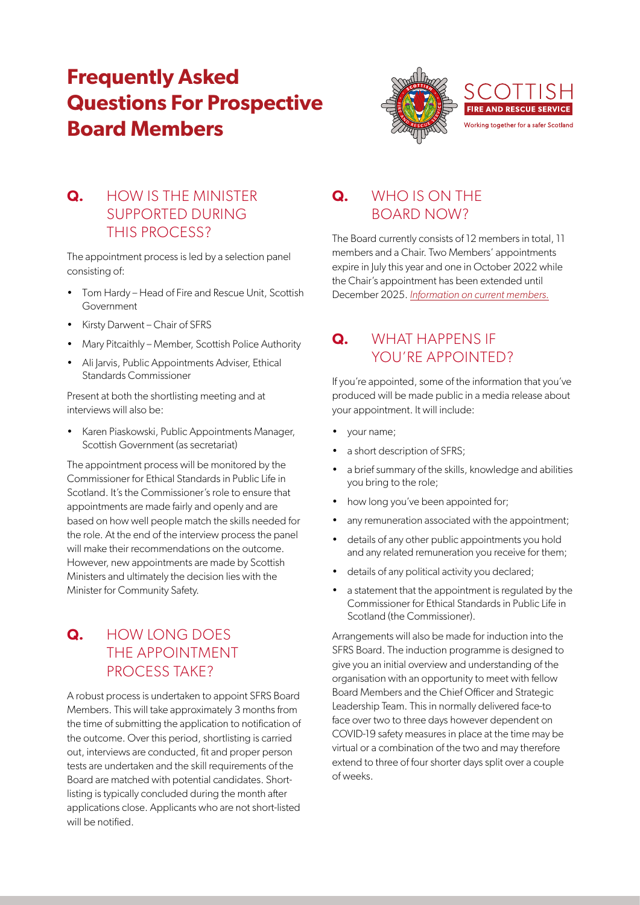# Frequently Asked Questions For Prospective Board Members

SCOTTISH
FIRE AND RESCUE SERVICE
Working together for a safer Scotland

## Q. HOW IS THE MINISTER SUPPORTED DURING THIS PROCESS?

The appointment process is led by a selection panel consisting of:

- Tom Hardy – Head of Fire and Rescue Unit, Scottish Government
- Kirsty Darwent – Chair of SFRS
- Mary Pitcaithly – Member, Scottish Police Authority
- Ali Jarvis, Public Appointments Adviser, Ethical Standards Commissioner

Present at both the shortlisting meeting and at interviews will also be:

- Karen Piaskowski, Public Appointments Manager, Scottish Government (as secretariat)

The appointment process will be monitored by the Commissioner for Ethical Standards in Public Life in Scotland. It's the Commissioner's role to ensure that appointments are made fairly and openly and are based on how well people match the skills needed for the role. At the end of the interview process the panel will make their recommendations on the outcome. However, new appointments are made by Scottish Ministers and ultimately the decision lies with the Minister for Community Safety.

## Q. HOW LONG DOES THE APPOINTMENT PROCESS TAKE?

A robust process is undertaken to appoint SFRS Board Members. This will take approximately 3 months from the time of submitting the application to notification of the outcome. Over this period, shortlisting is carried out, interviews are conducted, fit and proper person tests are undertaken and the skill requirements of the Board are matched with potential candidates. Short-listing is typically concluded during the month after applications close. Applicants who are not short-listed will be notified.

## Q. WHO IS ON THE BOARD NOW?

The Board currently consists of 12 members in total, 11 members and a Chair. Two Members' appointments expire in July this year and one in October 2022 while the Chair's appointment has been extended until December 2025. *Information on current members.*

## Q. WHAT HAPPENS IF YOU'RE APPOINTED?

If you're appointed, some of the information that you've produced will be made public in a media release about your appointment. It will include:

- your name;
- a short description of SFRS;
- a brief summary of the skills, knowledge and abilities you bring to the role;
- how long you've been appointed for;
- any remuneration associated with the appointment;
- details of any other public appointments you hold and any related remuneration you receive for them;
- details of any political activity you declared;
- a statement that the appointment is regulated by the Commissioner for Ethical Standards in Public Life in Scotland (the Commissioner).

Arrangements will also be made for induction into the SFRS Board. The induction programme is designed to give you an initial overview and understanding of the organisation with an opportunity to meet with fellow Board Members and the Chief Officer and Strategic Leadership Team. This in normally delivered face-to face over two to three days however dependent on COVID-19 safety measures in place at the time may be virtual or a combination of the two and may therefore extend to three of four shorter days split over a couple of weeks.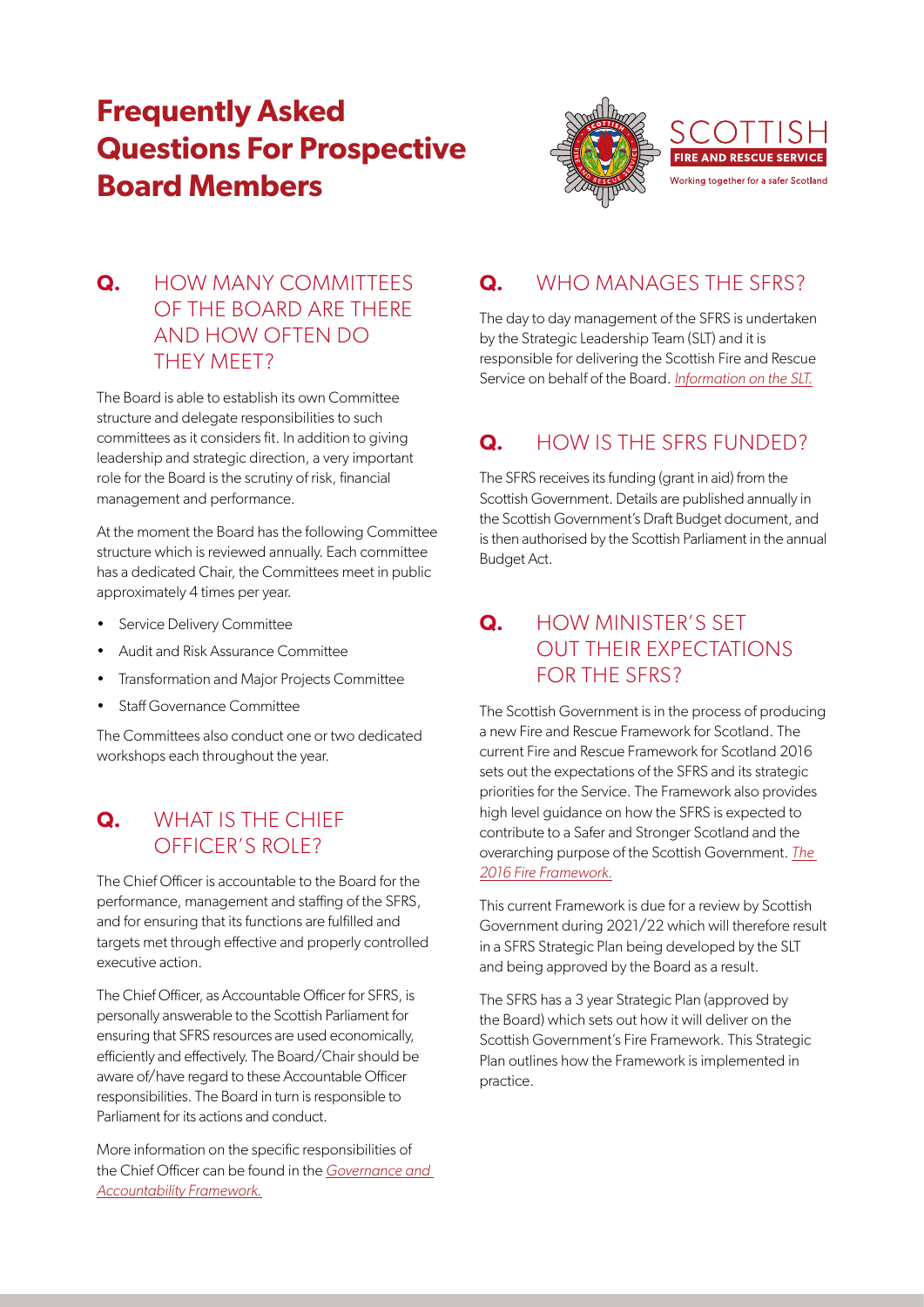# Frequently Asked Questions For Prospective Board Members

SCOTTISH FIRE AND RESCUE SERVICE

Working together for a safer Scotland

## Q. HOW MANY COMMITTEES OF THE BOARD ARE THERE AND HOW OFTEN DO THEY MEET?

The Board is able to establish its own Committee structure and delegate responsibilities to such committees as it considers fit. In addition to giving leadership and strategic direction, a very important role for the Board is the scrutiny of risk, financial management and performance.

At the moment the Board has the following Committee structure which is reviewed annually. Each committee has a dedicated Chair, the Committees meet in public approximately 4 times per year.

- Service Delivery Committee
- Audit and Risk Assurance Committee
- Transformation and Major Projects Committee
- Staff Governance Committee

The Committees also conduct one or two dedicated workshops each throughout the year.

## Q. WHAT IS THE CHIEF OFFICER'S ROLE?

The Chief Officer is accountable to the Board for the performance, management and staffing of the SFRS, and for ensuring that its functions are fulfilled and targets met through effective and properly controlled executive action.

The Chief Officer, as Accountable Officer for SFRS, is personally answerable to the Scottish Parliament for ensuring that SFRS resources are used economically, efficiently and effectively. The Board/Chair should be aware of/have regard to these Accountable Officer responsibilities. The Board in turn is responsible to Parliament for its actions and conduct.

More information on the specific responsibilities of the Chief Officer can be found in the *Governance and Accountability Framework.*

## Q. WHO MANAGES THE SFRS?

The day to day management of the SFRS is undertaken by the Strategic Leadership Team (SLT) and it is responsible for delivering the Scottish Fire and Rescue Service on behalf of the Board. *Information on the SLT.*

## Q. HOW IS THE SFRS FUNDED?

The SFRS receives its funding (grant in aid) from the Scottish Government. Details are published annually in the Scottish Government's Draft Budget document, and is then authorised by the Scottish Parliament in the annual Budget Act.

## Q. HOW MINISTER'S SET OUT THEIR EXPECTATIONS FOR THE SFRS?

The Scottish Government is in the process of producing a new Fire and Rescue Framework for Scotland. The current Fire and Rescue Framework for Scotland 2016 sets out the expectations of the SFRS and its strategic priorities for the Service. The Framework also provides high level guidance on how the SFRS is expected to contribute to a Safer and Stronger Scotland and the overarching purpose of the Scottish Government. *The 2016 Fire Framework.*

This current Framework is due for a review by Scottish Government during 2021/22 which will therefore result in a SFRS Strategic Plan being developed by the SLT and being approved by the Board as a result.

The SFRS has a 3 year Strategic Plan (approved by the Board) which sets out how it will deliver on the Scottish Government's Fire Framework. This Strategic Plan outlines how the Framework is implemented in practice.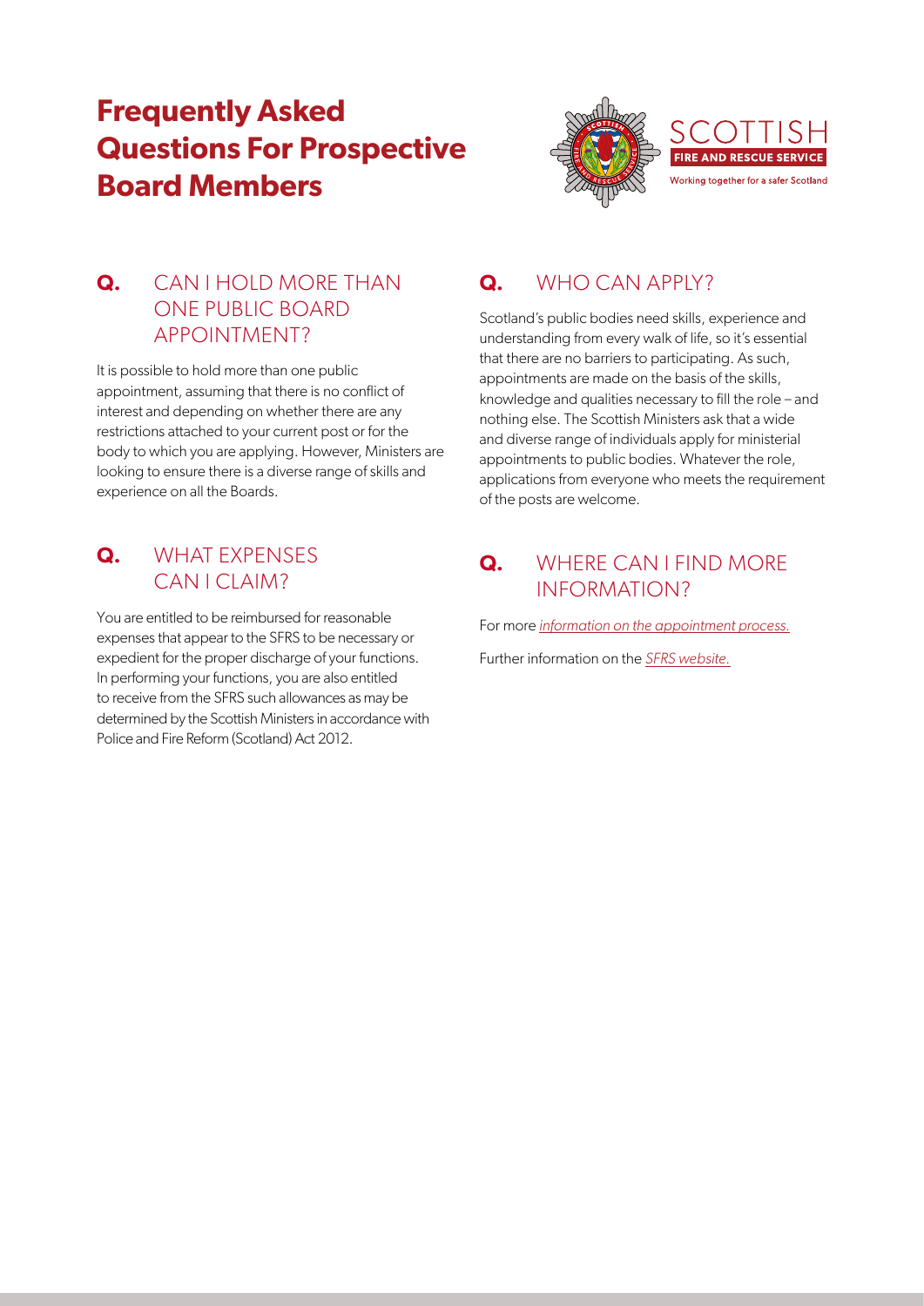# Frequently Asked Questions For Prospective Board Members

SCOTTISH
FIRE AND RESCUE SERVICE
Working together for a safer Scotland

## Q. CAN I HOLD MORE THAN ONE PUBLIC BOARD APPOINTMENT?

It is possible to hold more than one public appointment, assuming that there is no conflict of interest and depending on whether there are any restrictions attached to your current post or for the body to which you are applying. However, Ministers are looking to ensure there is a diverse range of skills and experience on all the Boards.

## Q. WHAT EXPENSES CAN I CLAIM?

You are entitled to be reimbursed for reasonable expenses that appear to the SFRS to be necessary or expedient for the proper discharge of your functions. In performing your functions, you are also entitled to receive from the SFRS such allowances as may be determined by the Scottish Ministers in accordance with Police and Fire Reform (Scotland) Act 2012.

## Q. WHO CAN APPLY?

Scotland's public bodies need skills, experience and understanding from every walk of life, so it's essential that there are no barriers to participating. As such, appointments are made on the basis of the skills, knowledge and qualities necessary to fill the role – and nothing else. The Scottish Ministers ask that a wide and diverse range of individuals apply for ministerial appointments to public bodies. Whatever the role, applications from everyone who meets the requirement of the posts are welcome.

## Q. WHERE CAN I FIND MORE INFORMATION?

For more *information on the appointment process.*

Further information on the *SFRS website.*